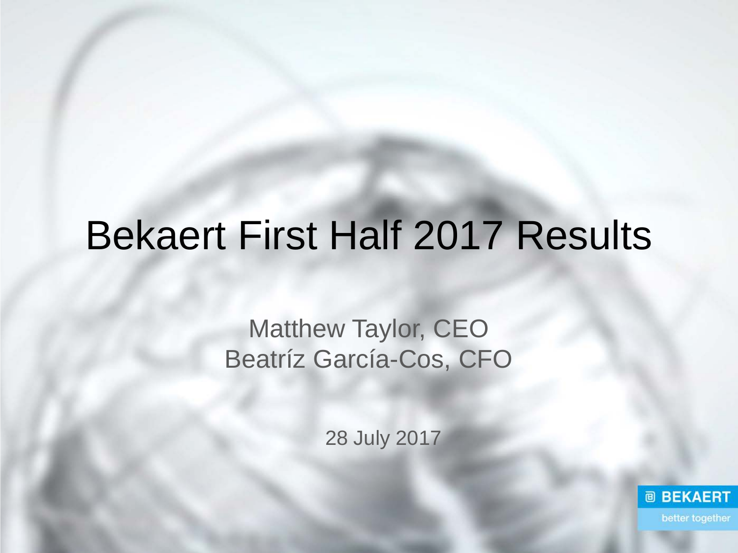# Bekaert First Half 2017 Results

Matthew Taylor, CEO
Beatríz García-Cos, CFO

28 July 2017

BEKAERT
better together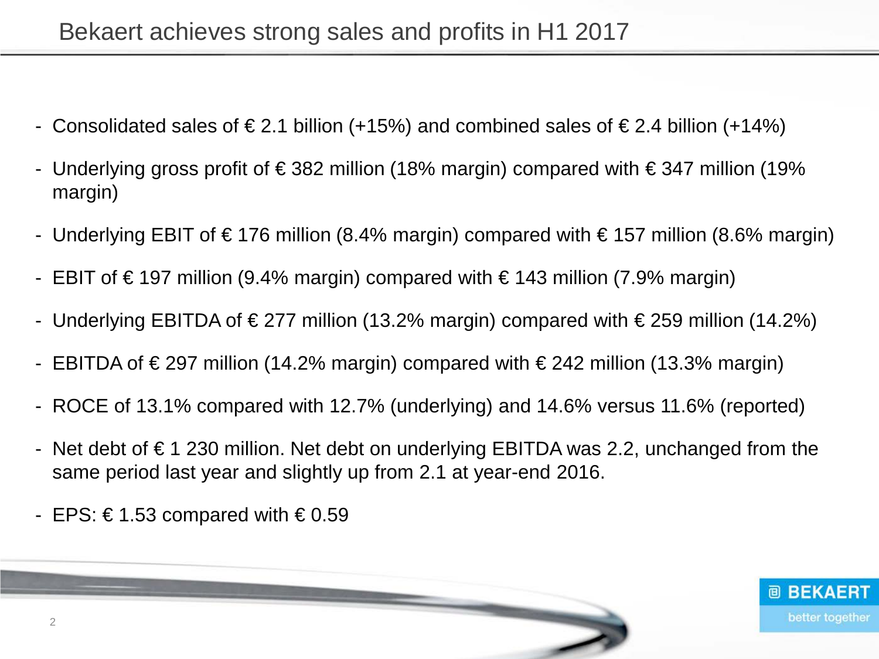# Bekaert achieves strong sales and profits in H1 2017

- Consolidated sales of € 2.1 billion (+15%) and combined sales of € 2.4 billion (+14%)
- Underlying gross profit of € 382 million (18% margin) compared with € 347 million (19% margin)
- Underlying EBIT of € 176 million (8.4% margin) compared with € 157 million (8.6% margin)
- EBIT of € 197 million (9.4% margin) compared with € 143 million (7.9% margin)
- Underlying EBITDA of € 277 million (13.2% margin) compared with € 259 million (14.2%)
- EBITDA of € 297 million (14.2% margin) compared with € 242 million (13.3% margin)
- ROCE of 13.1% compared with 12.7% (underlying) and 14.6% versus 11.6% (reported)
- Net debt of € 1 230 million. Net debt on underlying EBITDA was 2.2, unchanged from the same period last year and slightly up from 2.1 at year-end 2016.
- EPS: € 1.53 compared with € 0.59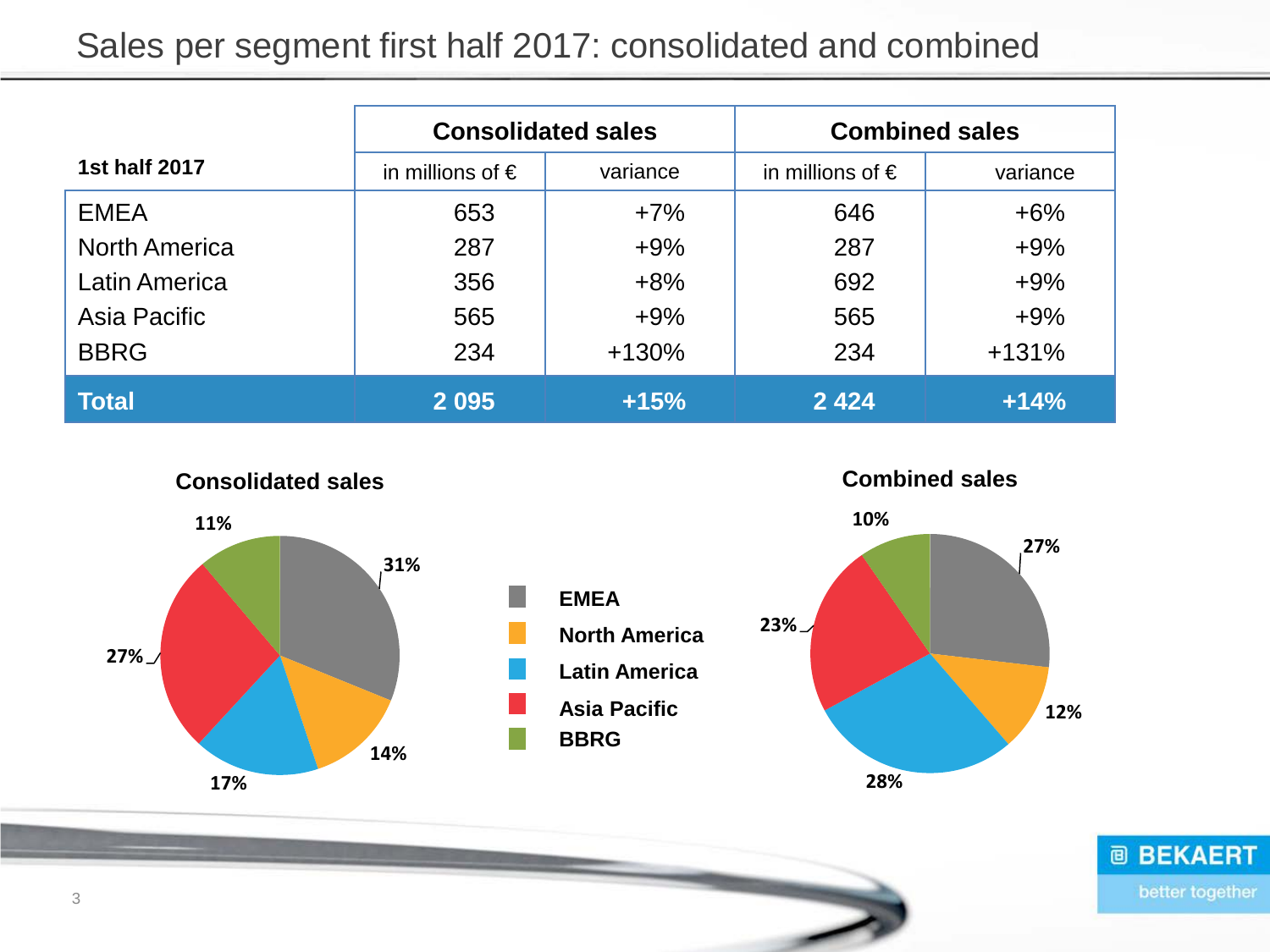# Sales per segment first half 2017: consolidated and combined

| 1st half 2017 | Consolidated sales | | Combined sales | |
|---|---|---|---|---|
| | in millions of € | variance | in millions of € | variance |
| EMEA | 653 | +7% | 646 | +6% |
| North America | 287 | +9% | 287 | +9% |
| Latin America | 356 | +8% | 692 | +9% |
| Asia Pacific | 565 | +9% | 565 | +9% |
| BBRG | 234 | +130% | 234 | +131% |
| **Total** | **2 095** | **+15%** | **2 424** | **+14%** |

**Consolidated sales**

- EMEA: 31%
- North America: 14%
- Latin America: 17%
- Asia Pacific: 27%
- BBRG: 11%

**Combined sales**

- EMEA: 27%
- North America: 12%
- Latin America: 28%
- Asia Pacific: 23%
- BBRG: 10%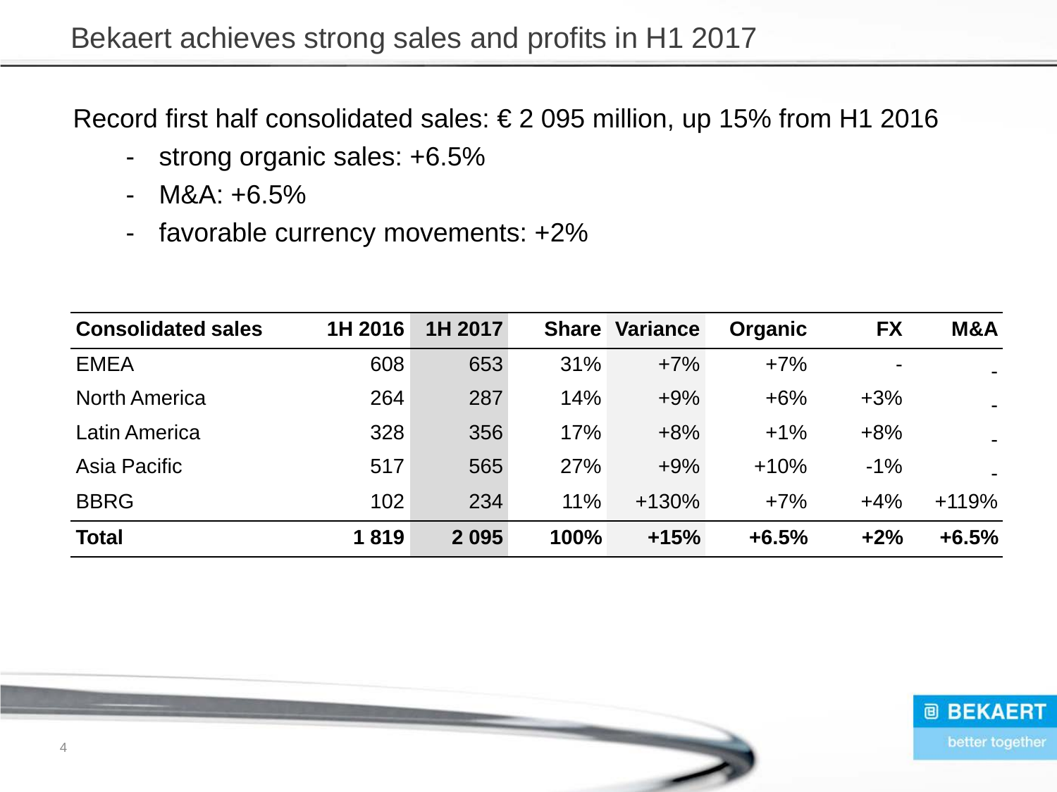# Bekaert achieves strong sales and profits in H1 2017

Record first half consolidated sales: € 2 095 million, up 15% from H1 2016

- strong organic sales: +6.5%
- M&A: +6.5%
- favorable currency movements: +2%

| Consolidated sales | 1H 2016 | 1H 2017 | Share | Variance | Organic | FX | M&A |
|---|---|---|---|---|---|---|---|
| EMEA | 608 | 653 | 31% | +7% | +7% | - | - |
| North America | 264 | 287 | 14% | +9% | +6% | +3% | - |
| Latin America | 328 | 356 | 17% | +8% | +1% | +8% | - |
| Asia Pacific | 517 | 565 | 27% | +9% | +10% | -1% | - |
| BBRG | 102 | 234 | 11% | +130% | +7% | +4% | +119% |
| **Total** | **1 819** | **2 095** | **100%** | **+15%** | **+6.5%** | **+2%** | **+6.5%** |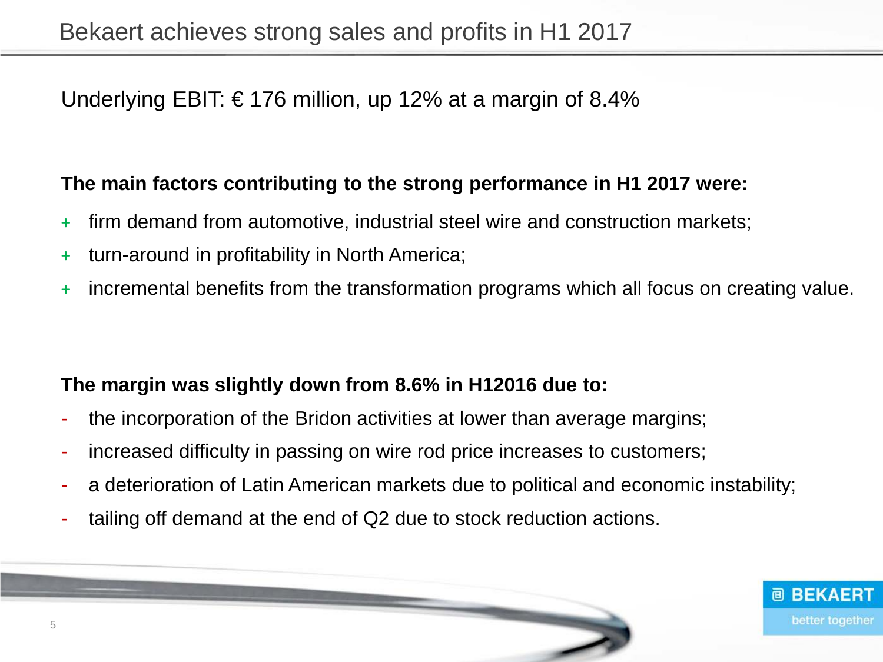# Bekaert achieves strong sales and profits in H1 2017

Underlying EBIT: € 176 million, up 12% at a margin of 8.4%

**The main factors contributing to the strong performance in H1 2017 were:**

+ firm demand from automotive, industrial steel wire and construction markets;
+ turn-around in profitability in North America;
+ incremental benefits from the transformation programs which all focus on creating value.

**The margin was slightly down from 8.6% in H12016 due to:**

- the incorporation of the Bridon activities at lower than average margins;
- increased difficulty in passing on wire rod price increases to customers;
- a deterioration of Latin American markets due to political and economic instability;
- tailing off demand at the end of Q2 due to stock reduction actions.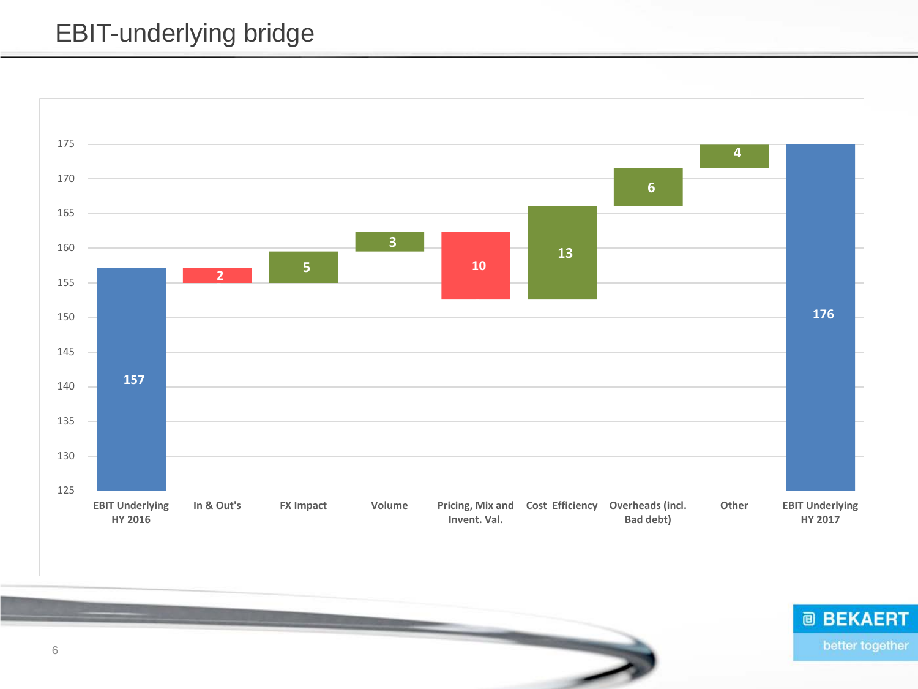# EBIT-underlying bridge

| Item | Value |
|---|---|
| EBIT Underlying HY 2016 | 157 |
| In & Out's | 2 |
| FX Impact | 5 |
| Volume | 3 |
| Pricing, Mix and Invent. Val. | 10 |
| Cost Efficiency | 13 |
| Overheads (incl. Bad debt) | 6 |
| Other | 4 |
| EBIT Underlying HY 2017 | 176 |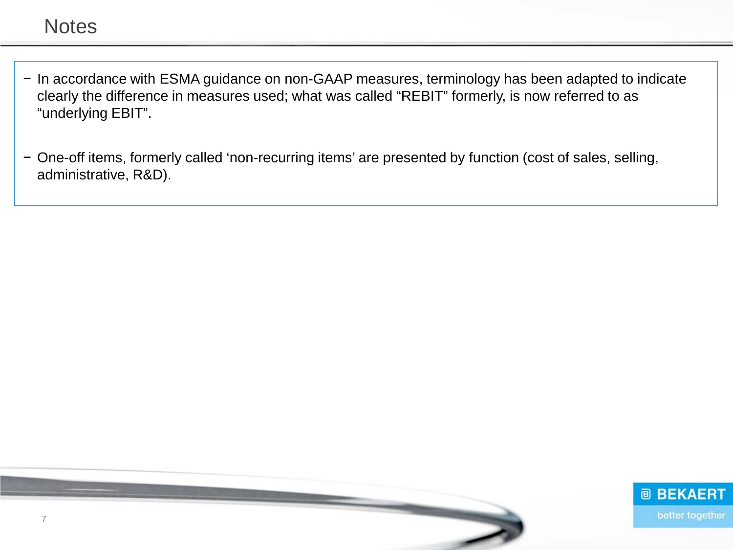# Notes

- In accordance with ESMA guidance on non-GAAP measures, terminology has been adapted to indicate clearly the difference in measures used; what was called "REBIT" formerly, is now referred to as "underlying EBIT".

- One-off items, formerly called 'non-recurring items' are presented by function (cost of sales, selling, administrative, R&D).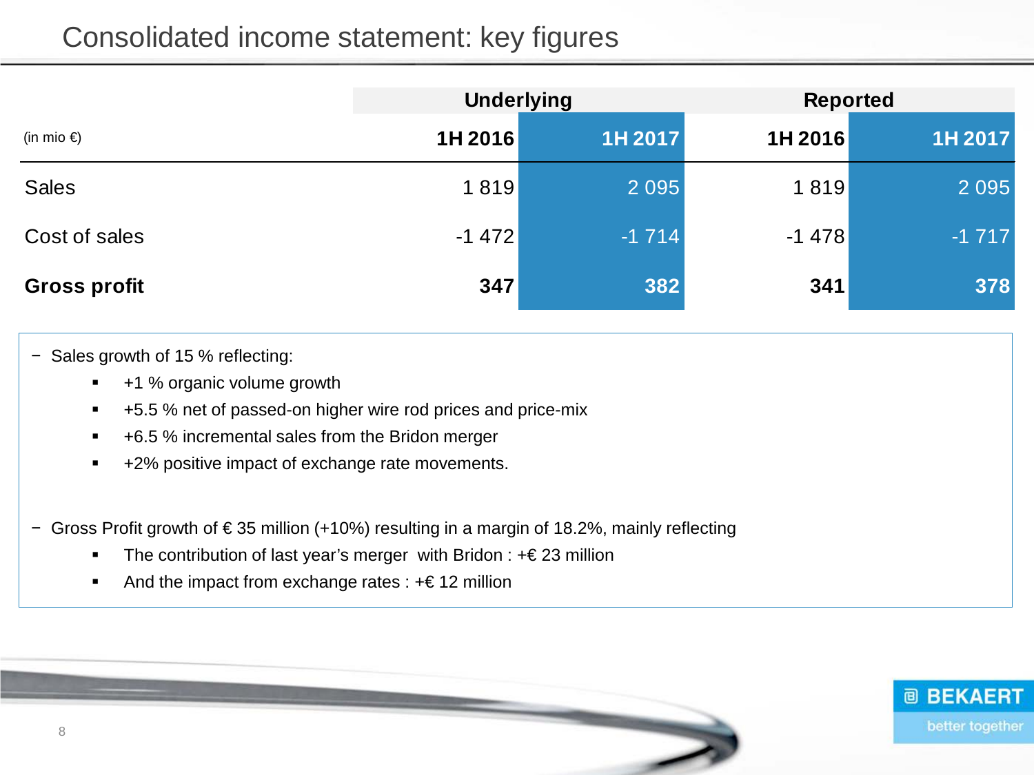# Consolidated income statement: key figures

| (in mio €) | Underlying | | Reported | |
|---|---|---|---|---|
| | **1H 2016** | **1H 2017** | **1H 2016** | **1H 2017** |
| Sales | 1 819 | 2 095 | 1 819 | 2 095 |
| Cost of sales | -1 472 | -1 714 | -1 478 | -1 717 |
| **Gross profit** | **347** | **382** | **341** | **378** |

- Sales growth of 15 % reflecting:
  - +1 % organic volume growth
  - +5.5 % net of passed-on higher wire rod prices and price-mix
  - +6.5 % incremental sales from the Bridon merger
  - +2% positive impact of exchange rate movements.

- Gross Profit growth of € 35 million (+10%) resulting in a margin of 18.2%, mainly reflecting
  - The contribution of last year's merger with Bridon : +€ 23 million
  - And the impact from exchange rates : +€ 12 million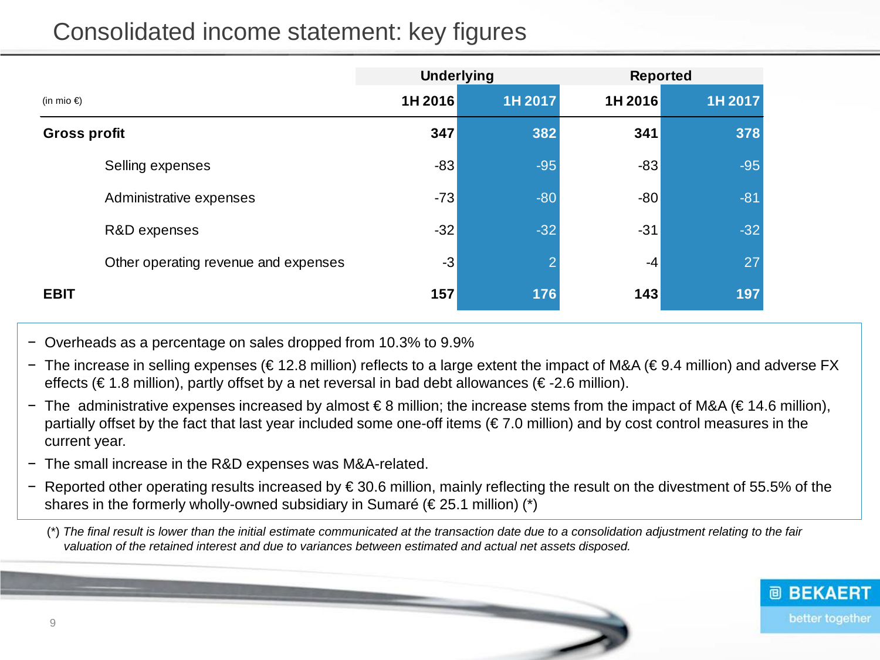# Consolidated income statement: key figures

| (in mio €) | Underlying | | Reported | |
|---|---|---|---|---|
| | 1H 2016 | 1H 2017 | 1H 2016 | 1H 2017 |
| **Gross profit** | **347** | **382** | **341** | **378** |
| Selling expenses | -83 | -95 | -83 | -95 |
| Administrative expenses | -73 | -80 | -80 | -81 |
| R&D expenses | -32 | -32 | -31 | -32 |
| Other operating revenue and expenses | -3 | 2 | -4 | 27 |
| **EBIT** | **157** | **176** | **143** | **197** |

- Overheads as a percentage on sales dropped from 10.3% to 9.9%
- The increase in selling expenses (€ 12.8 million) reflects to a large extent the impact of M&A (€ 9.4 million) and adverse FX effects (€ 1.8 million), partly offset by a net reversal in bad debt allowances (€ -2.6 million).
- The administrative expenses increased by almost € 8 million; the increase stems from the impact of M&A (€ 14.6 million), partially offset by the fact that last year included some one-off items (€ 7.0 million) and by cost control measures in the current year.
- The small increase in the R&D expenses was M&A-related.
- Reported other operating results increased by € 30.6 million, mainly reflecting the result on the divestment of 55.5% of the shares in the formerly wholly-owned subsidiary in Sumaré (€ 25.1 million) (*)

(*) *The final result is lower than the initial estimate communicated at the transaction date due to a consolidation adjustment relating to the fair valuation of the retained interest and due to variances between estimated and actual net assets disposed.*

BEKAERT better together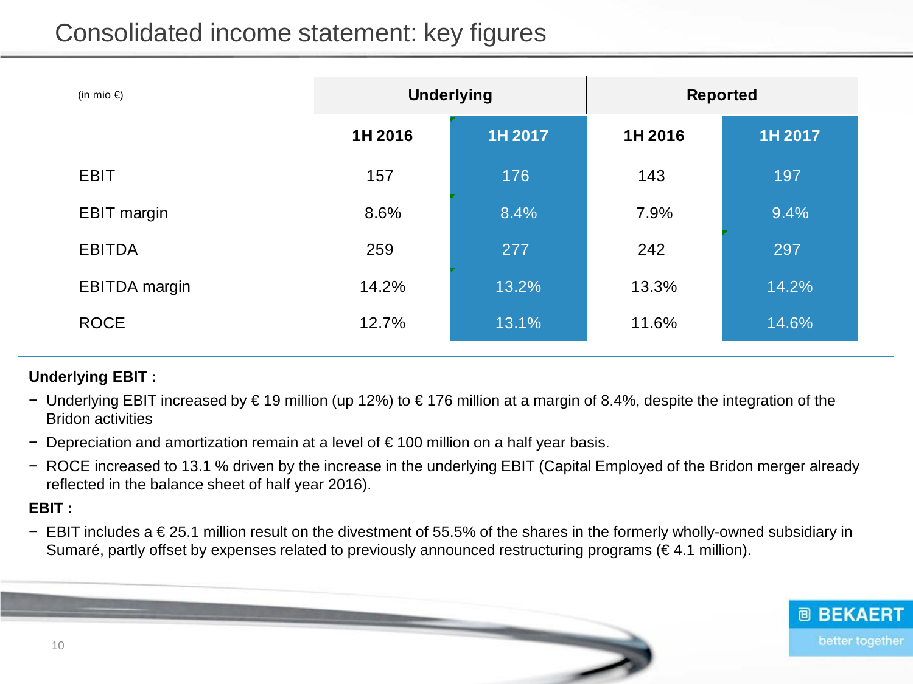# Consolidated income statement: key figures

| (in mio €) | Underlying | | Reported | |
|---|---|---|---|---|
| | 1H 2016 | 1H 2017 | 1H 2016 | 1H 2017 |
| EBIT | 157 | 176 | 143 | 197 |
| EBIT margin | 8.6% | 8.4% | 7.9% | 9.4% |
| EBITDA | 259 | 277 | 242 | 297 |
| EBITDA margin | 14.2% | 13.2% | 13.3% | 14.2% |
| ROCE | 12.7% | 13.1% | 11.6% | 14.6% |

**Underlying EBIT :**

- Underlying EBIT increased by € 19 million (up 12%) to € 176 million at a margin of 8.4%, despite the integration of the Bridon activities
- Depreciation and amortization remain at a level of € 100 million on a half year basis.
- ROCE increased to 13.1 % driven by the increase in the underlying EBIT (Capital Employed of the Bridon merger already reflected in the balance sheet of half year 2016).

**EBIT :**

- EBIT includes a € 25.1 million result on the divestment of 55.5% of the shares in the formerly wholly-owned subsidiary in Sumaré, partly offset by expenses related to previously announced restructuring programs (€ 4.1 million).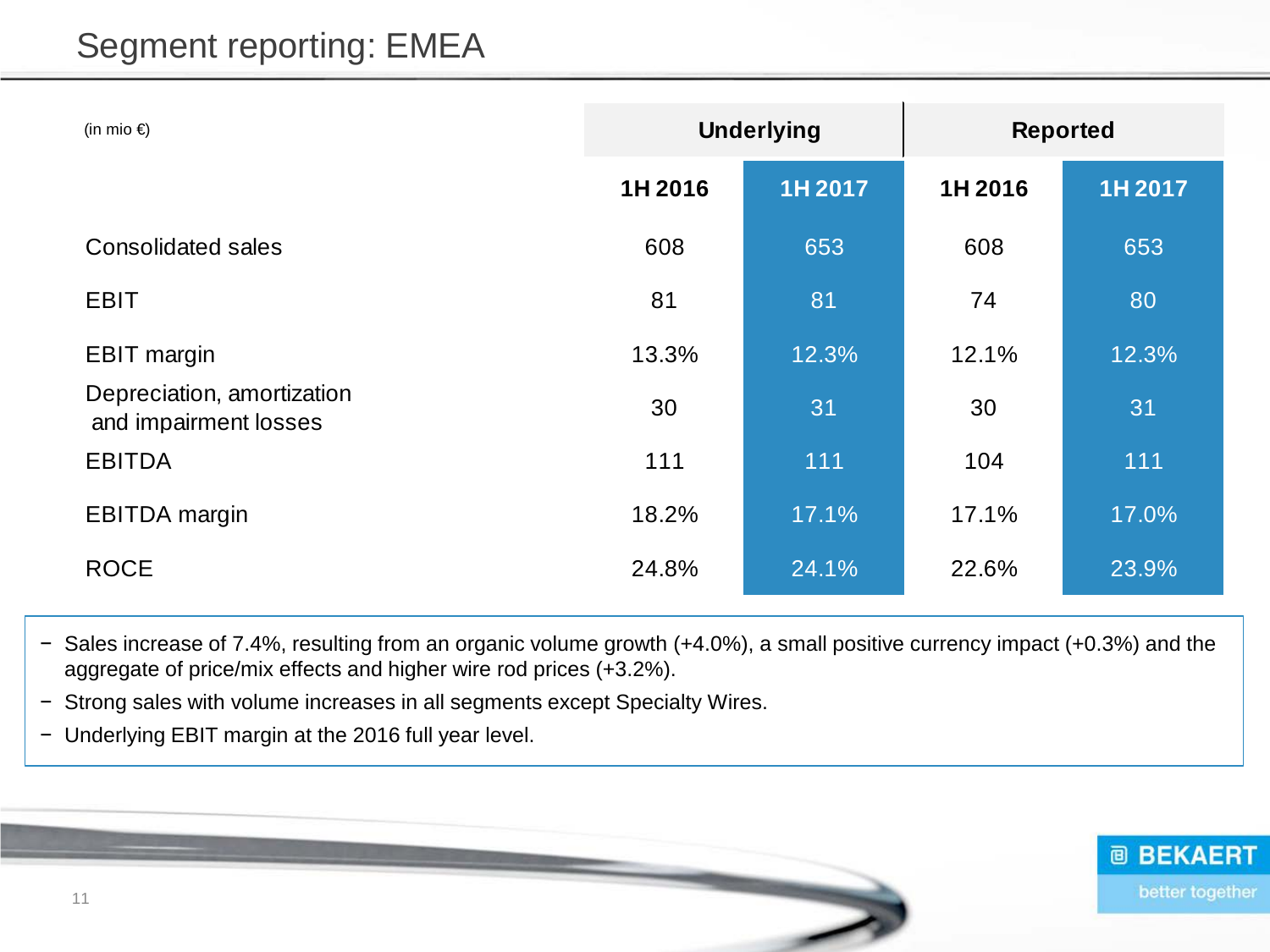# Segment reporting: EMEA

| (in mio €) | Underlying | | Reported | |
|---|---|---|---|---|
| | 1H 2016 | 1H 2017 | 1H 2016 | 1H 2017 |
| Consolidated sales | 608 | 653 | 608 | 653 |
| EBIT | 81 | 81 | 74 | 80 |
| EBIT margin | 13.3% | 12.3% | 12.1% | 12.3% |
| Depreciation, amortization and impairment losses | 30 | 31 | 30 | 31 |
| EBITDA | 111 | 111 | 104 | 111 |
| EBITDA margin | 18.2% | 17.1% | 17.1% | 17.0% |
| ROCE | 24.8% | 24.1% | 22.6% | 23.9% |

- Sales increase of 7.4%, resulting from an organic volume growth (+4.0%), a small positive currency impact (+0.3%) and the aggregate of price/mix effects and higher wire rod prices (+3.2%).
- Strong sales with volume increases in all segments except Specialty Wires.
- Underlying EBIT margin at the 2016 full year level.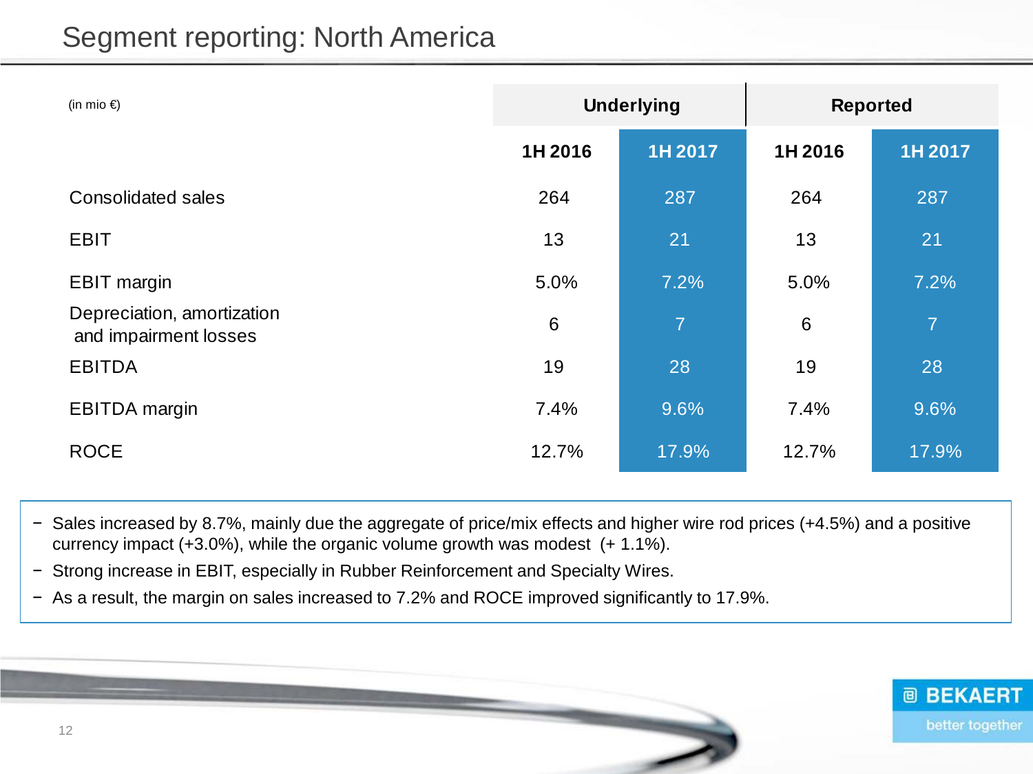# Segment reporting: North America

| (in mio €) | Underlying | | Reported | |
|---|---|---|---|---|
| | **1H 2016** | **1H 2017** | **1H 2016** | **1H 2017** |
| Consolidated sales | 264 | 287 | 264 | 287 |
| EBIT | 13 | 21 | 13 | 21 |
| EBIT margin | 5.0% | 7.2% | 5.0% | 7.2% |
| Depreciation, amortization and impairment losses | 6 | 7 | 6 | 7 |
| EBITDA | 19 | 28 | 19 | 28 |
| EBITDA margin | 7.4% | 9.6% | 7.4% | 9.6% |
| ROCE | 12.7% | 17.9% | 12.7% | 17.9% |

- Sales increased by 8.7%, mainly due the aggregate of price/mix effects and higher wire rod prices (+4.5%) and a positive currency impact (+3.0%), while the organic volume growth was modest (+ 1.1%).
- Strong increase in EBIT, especially in Rubber Reinforcement and Specialty Wires.
- As a result, the margin on sales increased to 7.2% and ROCE improved significantly to 17.9%.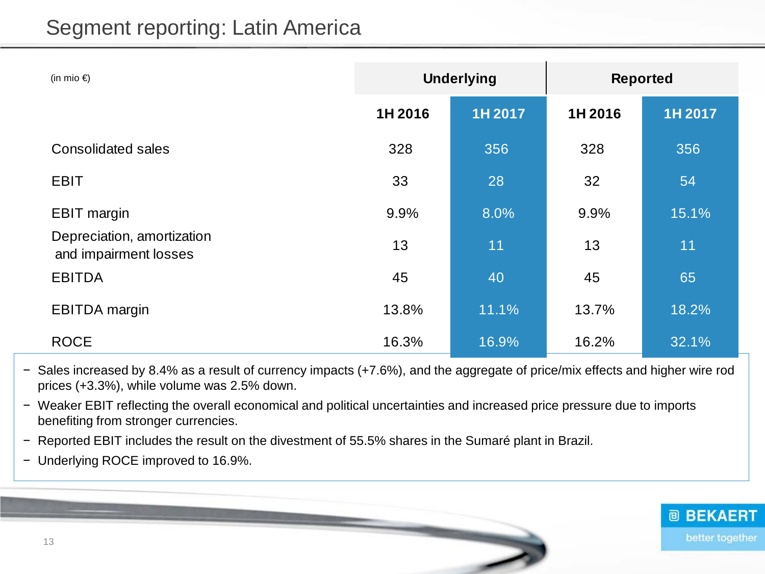# Segment reporting: Latin America

| (in mio €) | Underlying | | Reported | |
|---|---|---|---|---|
| | 1H 2016 | 1H 2017 | 1H 2016 | 1H 2017 |
| Consolidated sales | 328 | 356 | 328 | 356 |
| EBIT | 33 | 28 | 32 | 54 |
| EBIT margin | 9.9% | 8.0% | 9.9% | 15.1% |
| Depreciation, amortization and impairment losses | 13 | 11 | 13 | 11 |
| EBITDA | 45 | 40 | 45 | 65 |
| EBITDA margin | 13.8% | 11.1% | 13.7% | 18.2% |
| ROCE | 16.3% | 16.9% | 16.2% | 32.1% |

- Sales increased by 8.4% as a result of currency impacts (+7.6%), and the aggregate of price/mix effects and higher wire rod prices (+3.3%), while volume was 2.5% down.
- Weaker EBIT reflecting the overall economical and political uncertainties and increased price pressure due to imports benefiting from stronger currencies.
- Reported EBIT includes the result on the divestment of 55.5% shares in the Sumaré plant in Brazil.
- Underlying ROCE improved to 16.9%.

BEKAERT
better together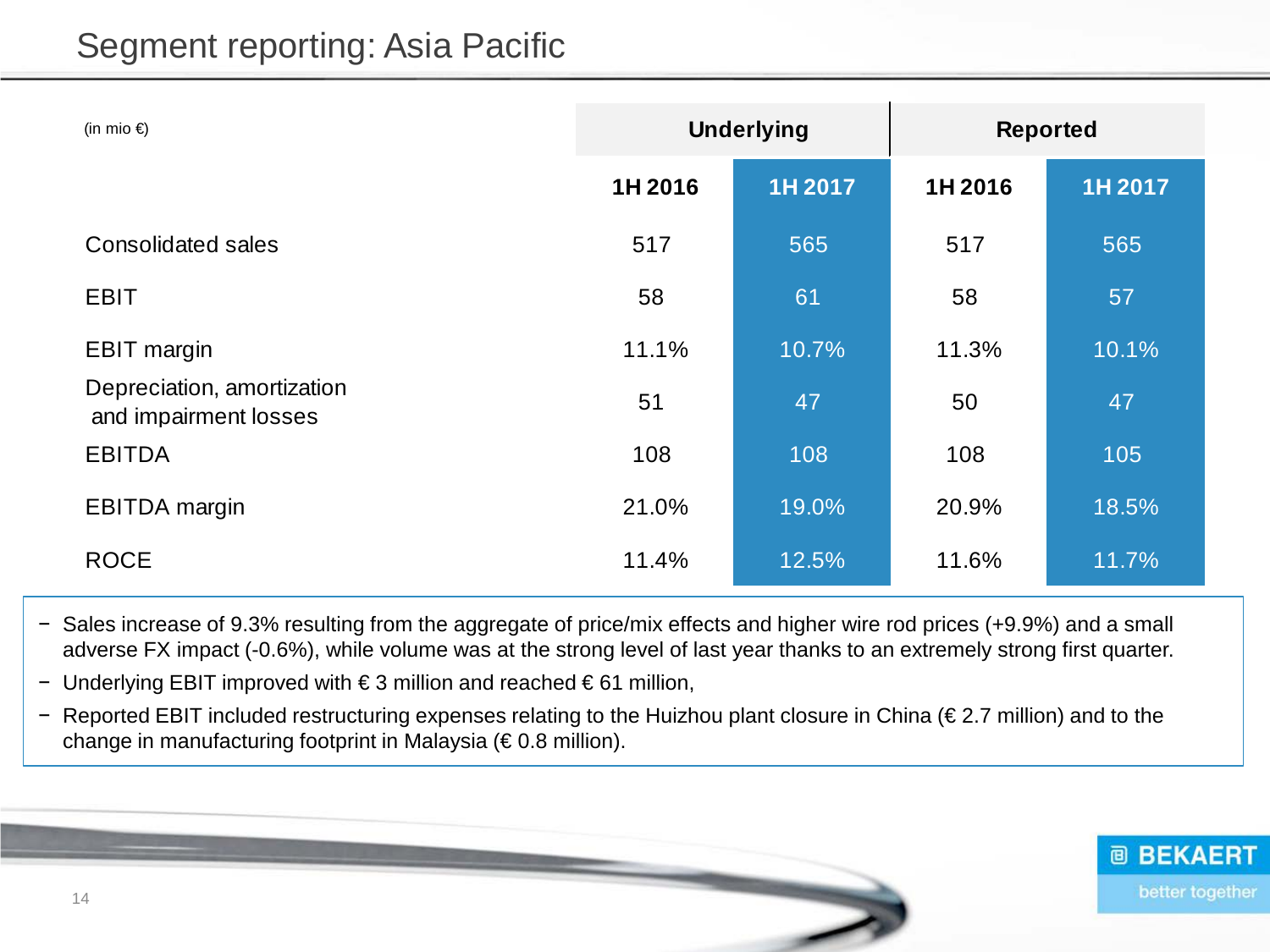# Segment reporting: Asia Pacific

| (in mio €) | Underlying | | Reported | |
|---|---|---|---|---|
| | 1H 2016 | 1H 2017 | 1H 2016 | 1H 2017 |
| Consolidated sales | 517 | 565 | 517 | 565 |
| EBIT | 58 | 61 | 58 | 57 |
| EBIT margin | 11.1% | 10.7% | 11.3% | 10.1% |
| Depreciation, amortization and impairment losses | 51 | 47 | 50 | 47 |
| EBITDA | 108 | 108 | 108 | 105 |
| EBITDA margin | 21.0% | 19.0% | 20.9% | 18.5% |
| ROCE | 11.4% | 12.5% | 11.6% | 11.7% |

- Sales increase of 9.3% resulting from the aggregate of price/mix effects and higher wire rod prices (+9.9%) and a small adverse FX impact (-0.6%), while volume was at the strong level of last year thanks to an extremely strong first quarter.
- Underlying EBIT improved with € 3 million and reached € 61 million,
- Reported EBIT included restructuring expenses relating to the Huizhou plant closure in China (€ 2.7 million) and to the change in manufacturing footprint in Malaysia (€ 0.8 million).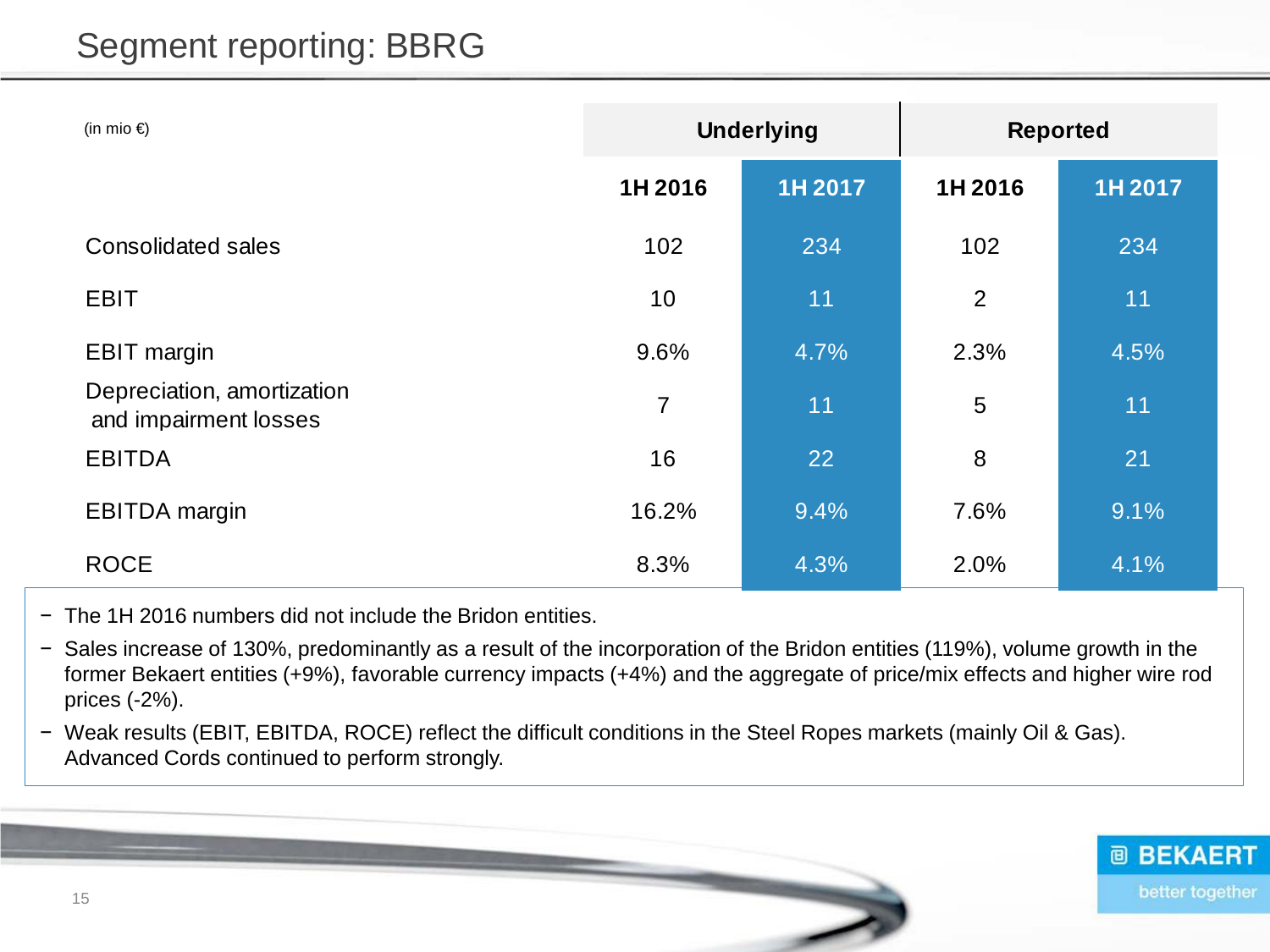# Segment reporting: BBRG

| (in mio €) | Underlying | | Reported | |
|---|---|---|---|---|
| | **1H 2016** | **1H 2017** | **1H 2016** | **1H 2017** |
| Consolidated sales | 102 | 234 | 102 | 234 |
| EBIT | 10 | 11 | 2 | 11 |
| EBIT margin | 9.6% | 4.7% | 2.3% | 4.5% |
| Depreciation, amortization and impairment losses | 7 | 11 | 5 | 11 |
| EBITDA | 16 | 22 | 8 | 21 |
| EBITDA margin | 16.2% | 9.4% | 7.6% | 9.1% |
| ROCE | 8.3% | 4.3% | 2.0% | 4.1% |

- The 1H 2016 numbers did not include the Bridon entities.
- Sales increase of 130%, predominantly as a result of the incorporation of the Bridon entities (119%), volume growth in the former Bekaert entities (+9%), favorable currency impacts (+4%) and the aggregate of price/mix effects and higher wire rod prices (-2%).
- Weak results (EBIT, EBITDA, ROCE) reflect the difficult conditions in the Steel Ropes markets (mainly Oil & Gas). Advanced Cords continued to perform strongly.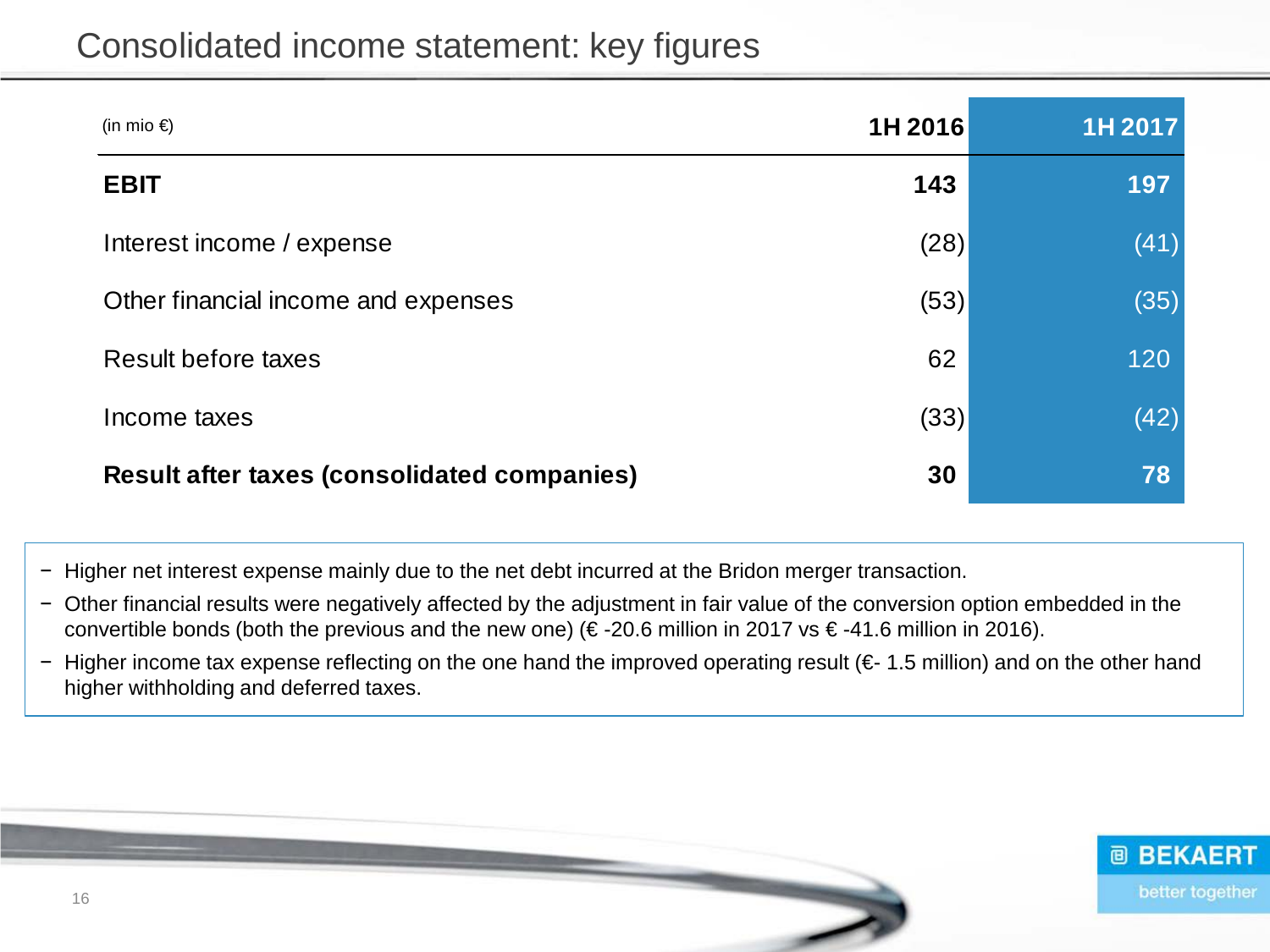# Consolidated income statement: key figures

| (in mio €) | 1H 2016 | 1H 2017 |
|---|---|---|
| **EBIT** | **143** | **197** |
| Interest income / expense | (28) | (41) |
| Other financial income and expenses | (53) | (35) |
| Result before taxes | 62 | 120 |
| Income taxes | (33) | (42) |
| **Result after taxes (consolidated companies)** | **30** | **78** |

- Higher net interest expense mainly due to the net debt incurred at the Bridon merger transaction.
- Other financial results were negatively affected by the adjustment in fair value of the conversion option embedded in the convertible bonds (both the previous and the new one) (€ -20.6 million in 2017 vs € -41.6 million in 2016).
- Higher income tax expense reflecting on the one hand the improved operating result (€- 1.5 million) and on the other hand higher withholding and deferred taxes.

BEKAERT
better together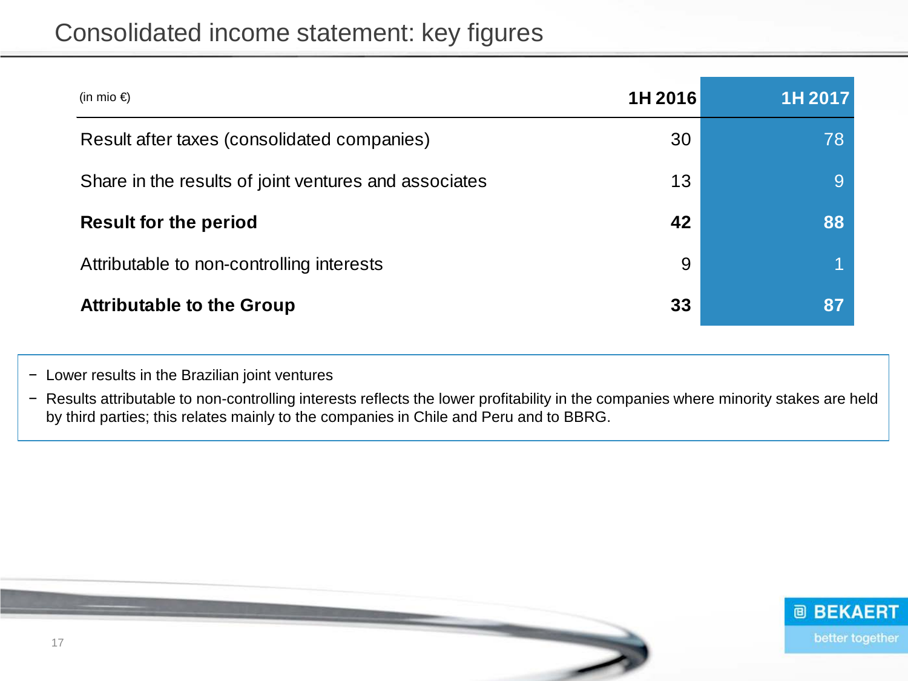# Consolidated income statement: key figures

| (in mio €) | 1H 2016 | 1H 2017 |
|---|---|---|
| Result after taxes (consolidated companies) | 30 | 78 |
| Share in the results of joint ventures and associates | 13 | 9 |
| **Result for the period** | **42** | **88** |
| Attributable to non-controlling interests | 9 | 1 |
| **Attributable to the Group** | **33** | **87** |

- Lower results in the Brazilian joint ventures
- Results attributable to non-controlling interests reflects the lower profitability in the companies where minority stakes are held by third parties; this relates mainly to the companies in Chile and Peru and to BBRG.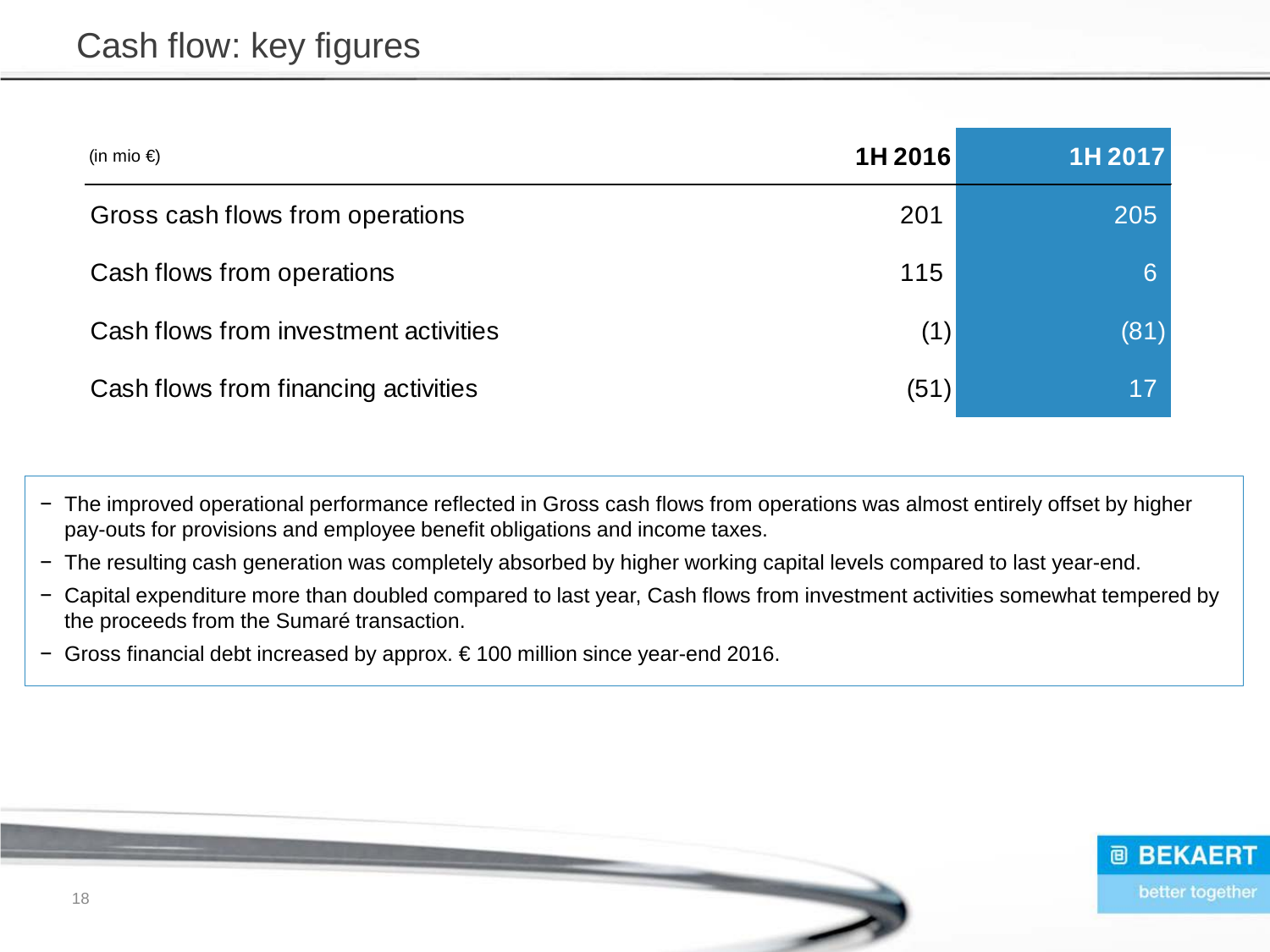# Cash flow: key figures

| (in mio €) | 1H 2016 | 1H 2017 |
|---|---|---|
| Gross cash flows from operations | 201 | 205 |
| Cash flows from operations | 115 | 6 |
| Cash flows from investment activities | (1) | (81) |
| Cash flows from financing activities | (51) | 17 |

- The improved operational performance reflected in Gross cash flows from operations was almost entirely offset by higher pay-outs for provisions and employee benefit obligations and income taxes.
- The resulting cash generation was completely absorbed by higher working capital levels compared to last year-end.
- Capital expenditure more than doubled compared to last year, Cash flows from investment activities somewhat tempered by the proceeds from the Sumaré transaction.
- Gross financial debt increased by approx. € 100 million since year-end 2016.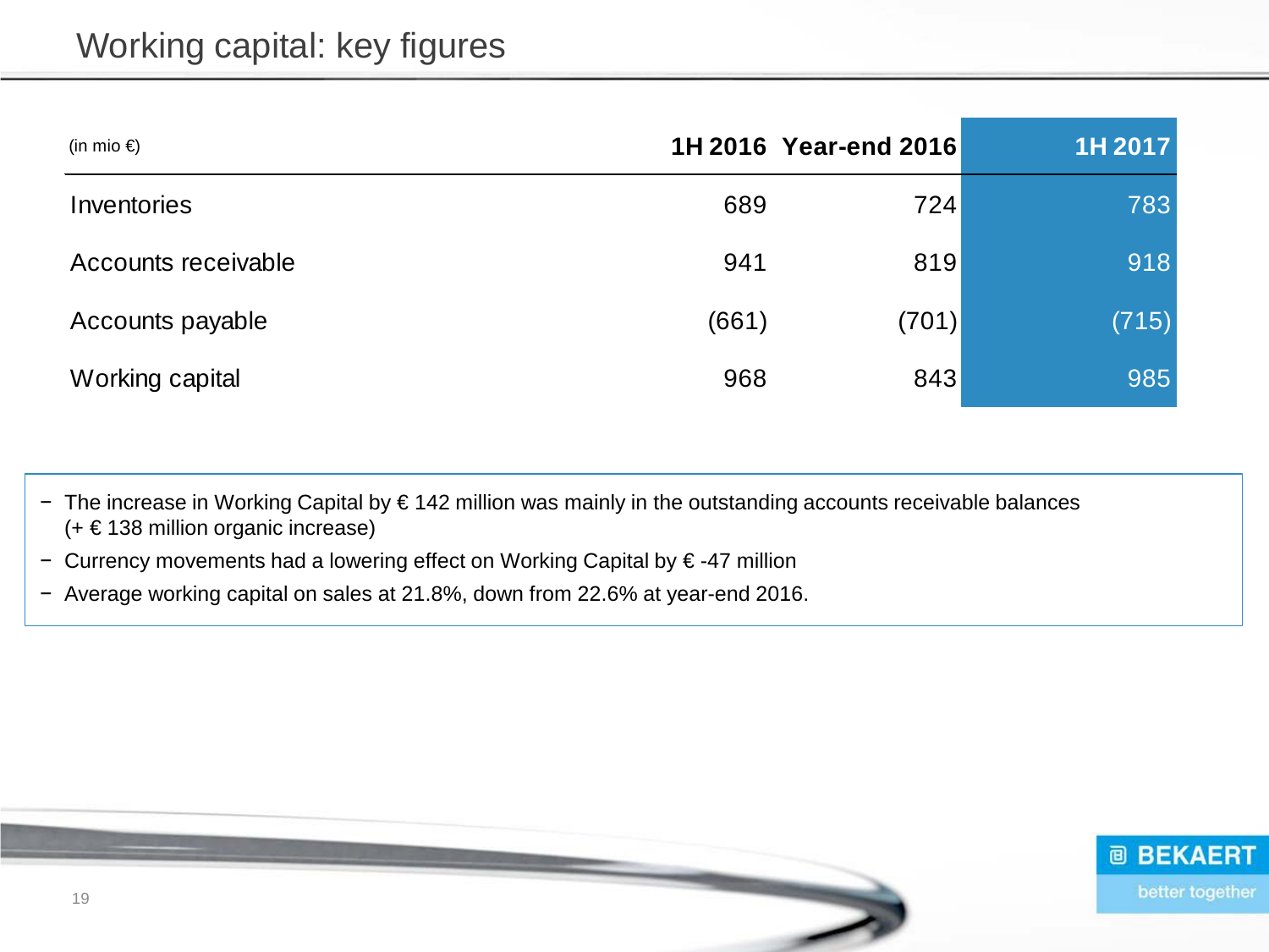# Working capital: key figures

| (in mio €) | 1H 2016 | Year-end 2016 | 1H 2017 |
|---|---|---|---|
| Inventories | 689 | 724 | 783 |
| Accounts receivable | 941 | 819 | 918 |
| Accounts payable | (661) | (701) | (715) |
| Working capital | 968 | 843 | 985 |

- The increase in Working Capital by € 142 million was mainly in the outstanding accounts receivable balances (+ € 138 million organic increase)
- Currency movements had a lowering effect on Working Capital by € -47 million
- Average working capital on sales at 21.8%, down from 22.6% at year-end 2016.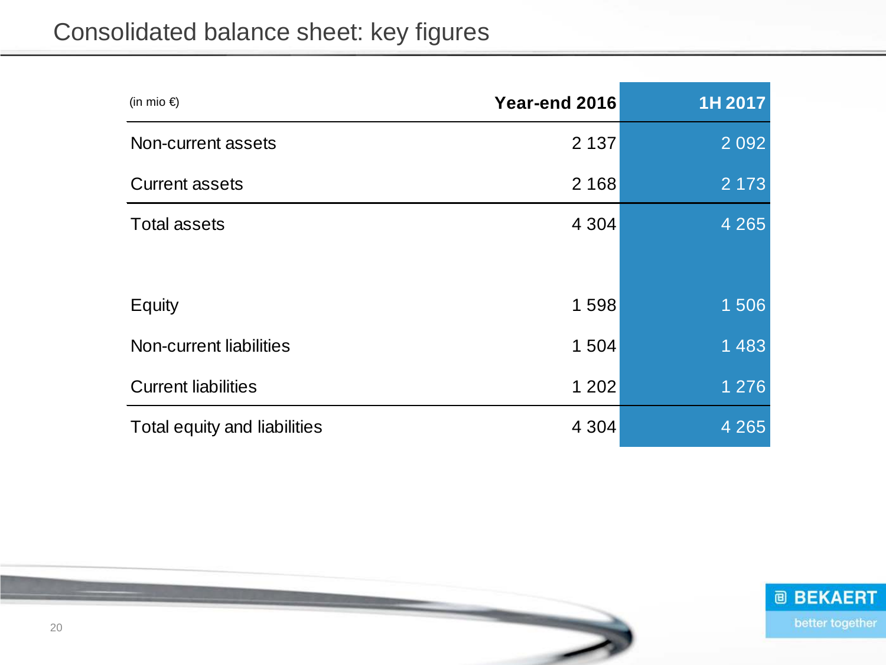# Consolidated balance sheet: key figures

| (in mio €) | Year-end 2016 | 1H 2017 |
|---|---|---|
| Non-current assets | 2 137 | 2 092 |
| Current assets | 2 168 | 2 173 |
| Total assets | 4 304 | 4 265 |
| | | |
| Equity | 1 598 | 1 506 |
| Non-current liabilities | 1 504 | 1 483 |
| Current liabilities | 1 202 | 1 276 |
| Total equity and liabilities | 4 304 | 4 265 |

BEKAERT
better together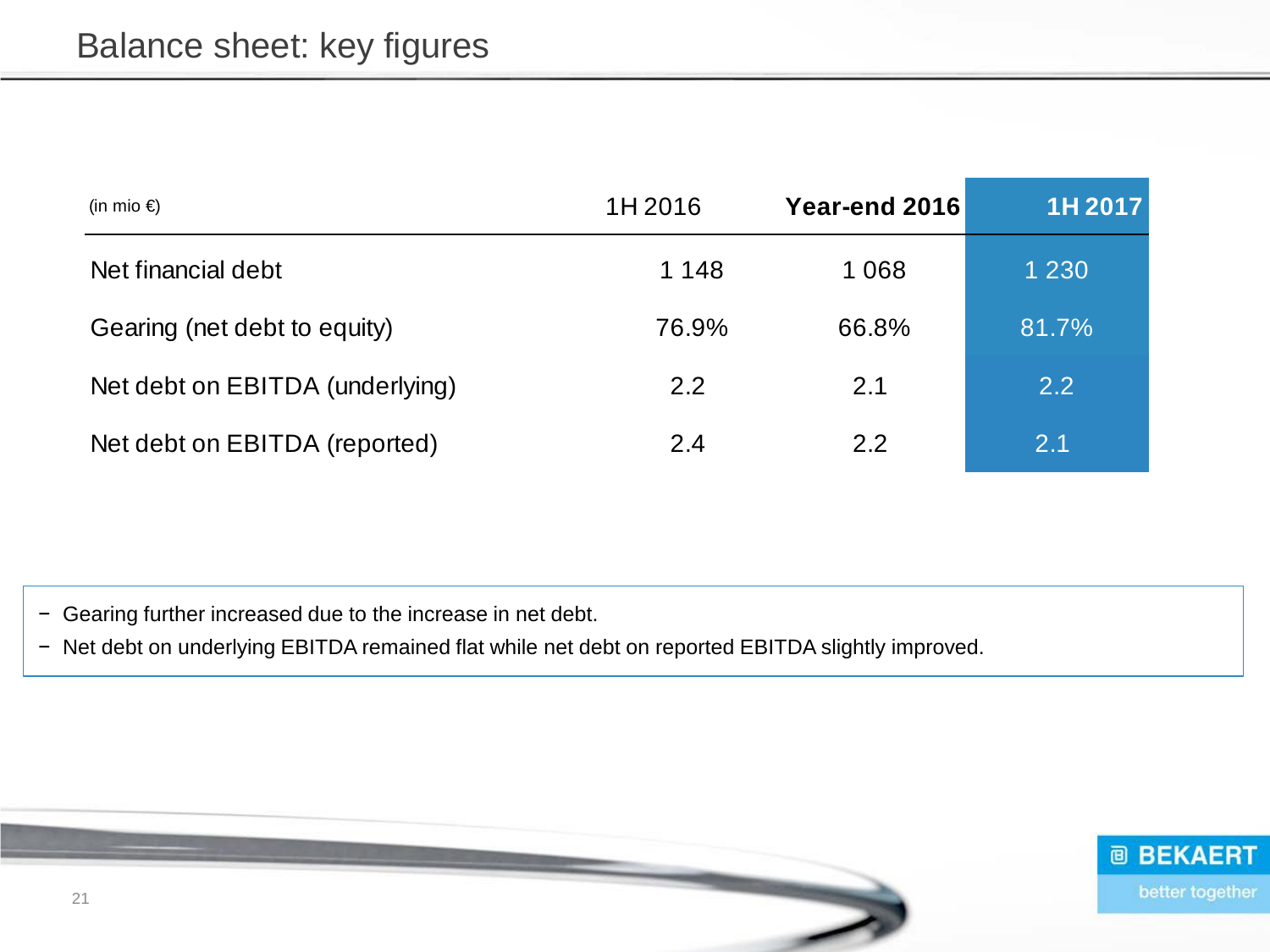# Balance sheet: key figures

| (in mio €) | 1H 2016 | **Year-end 2016** | **1H 2017** |
|---|---|---|---|
| Net financial debt | 1 148 | 1 068 | 1 230 |
| Gearing (net debt to equity) | 76.9% | 66.8% | 81.7% |
| Net debt on EBITDA (underlying) | 2.2 | 2.1 | 2.2 |
| Net debt on EBITDA (reported) | 2.4 | 2.2 | 2.1 |

- Gearing further increased due to the increase in net debt.
- Net debt on underlying EBITDA remained flat while net debt on reported EBITDA slightly improved.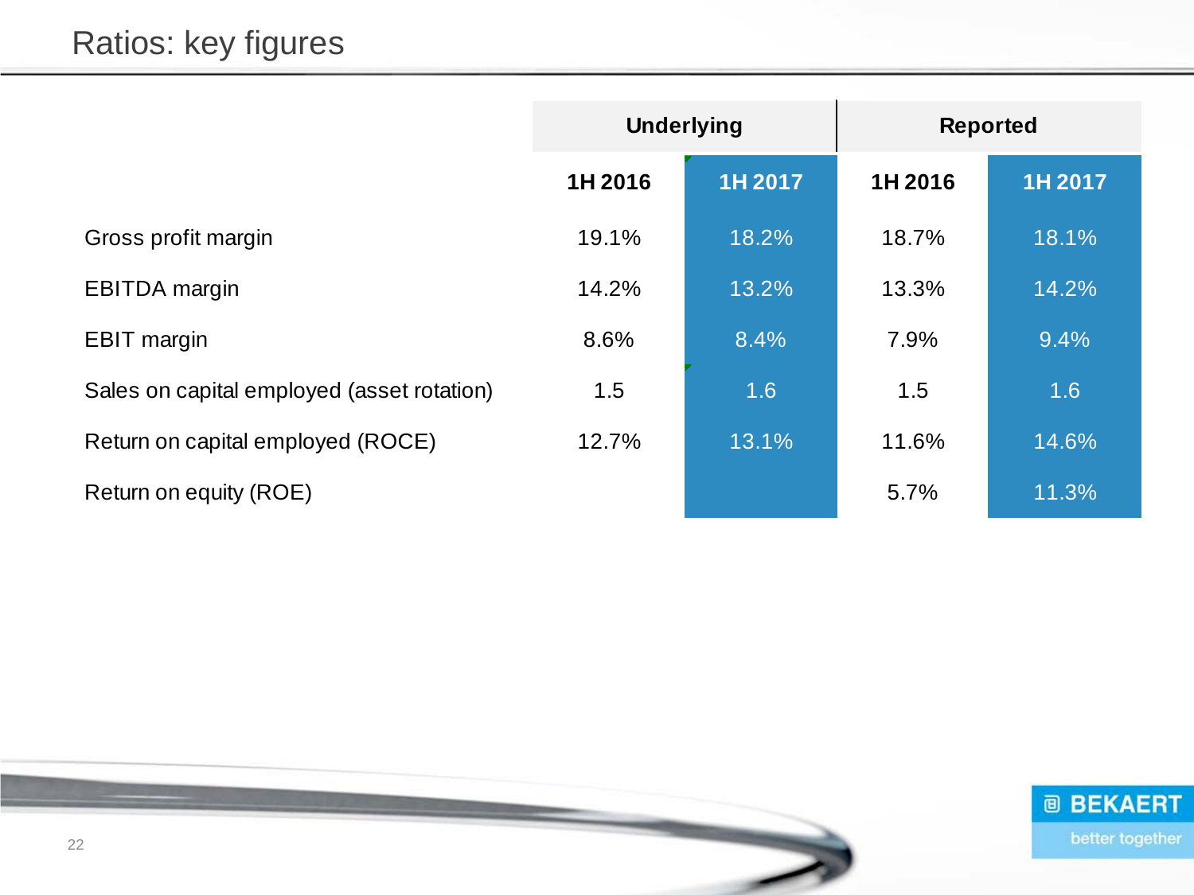# Ratios: key figures

| | Underlying | | Reported | |
|---|---|---|---|---|
| | **1H 2016** | **1H 2017** | **1H 2016** | **1H 2017** |
| Gross profit margin | 19.1% | 18.2% | 18.7% | 18.1% |
| EBITDA margin | 14.2% | 13.2% | 13.3% | 14.2% |
| EBIT margin | 8.6% | 8.4% | 7.9% | 9.4% |
| Sales on capital employed (asset rotation) | 1.5 | 1.6 | 1.5 | 1.6 |
| Return on capital employed (ROCE) | 12.7% | 13.1% | 11.6% | 14.6% |
| Return on equity (ROE) | | | 5.7% | 11.3% |

BEKAERT better together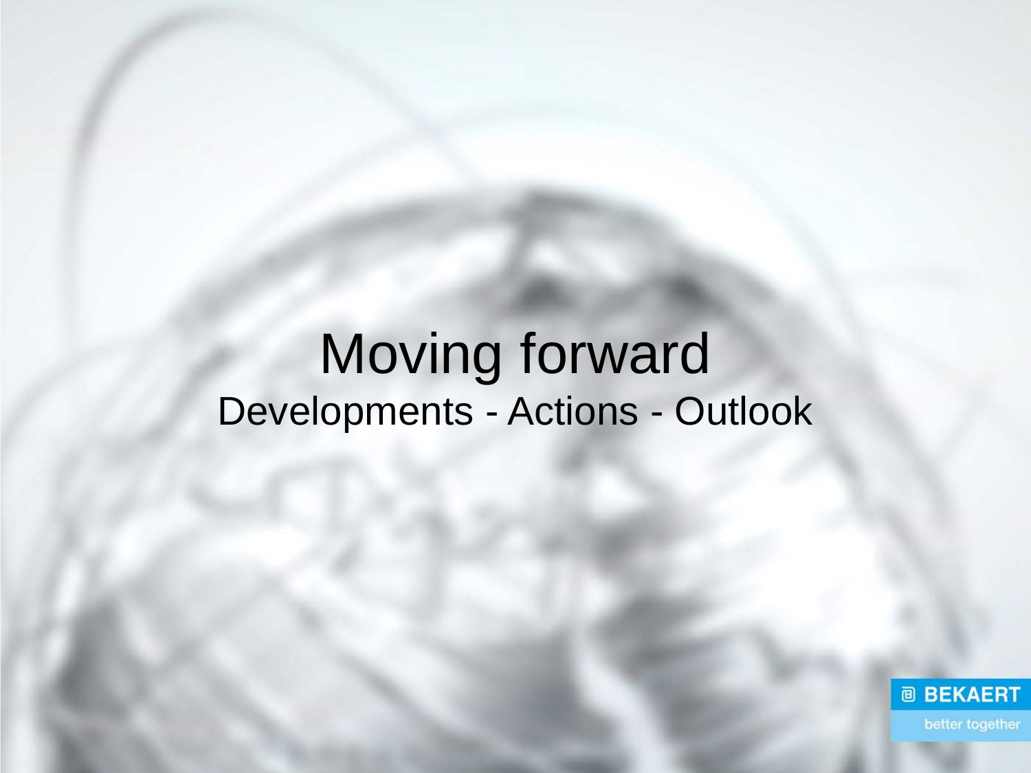# Moving forward

Developments - Actions - Outlook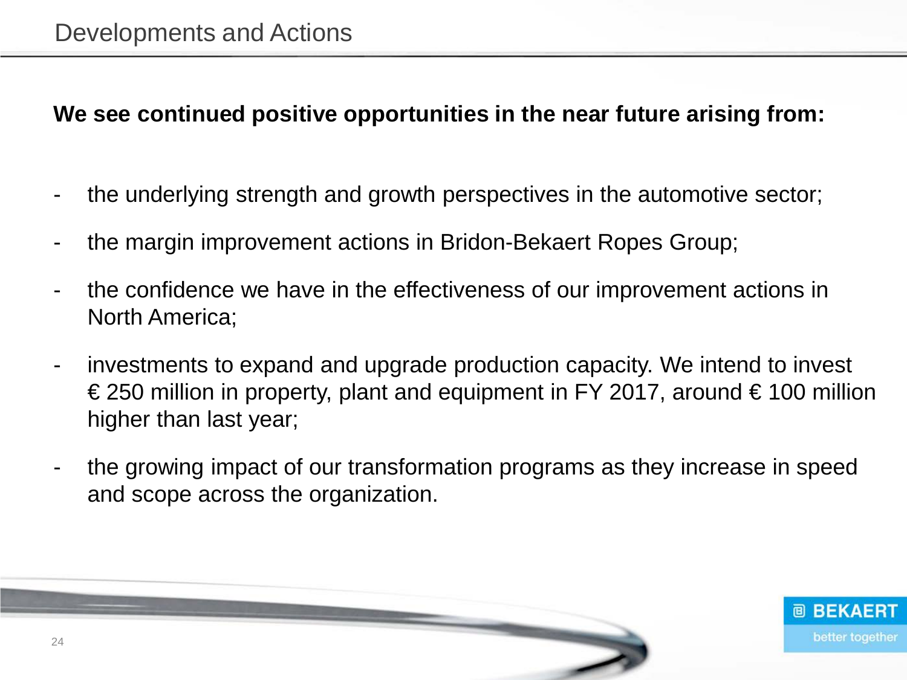# Developments and Actions

**We see continued positive opportunities in the near future arising from:**

- the underlying strength and growth perspectives in the automotive sector;
- the margin improvement actions in Bridon-Bekaert Ropes Group;
- the confidence we have in the effectiveness of our improvement actions in North America;
- investments to expand and upgrade production capacity. We intend to invest € 250 million in property, plant and equipment in FY 2017, around € 100 million higher than last year;
- the growing impact of our transformation programs as they increase in speed and scope across the organization.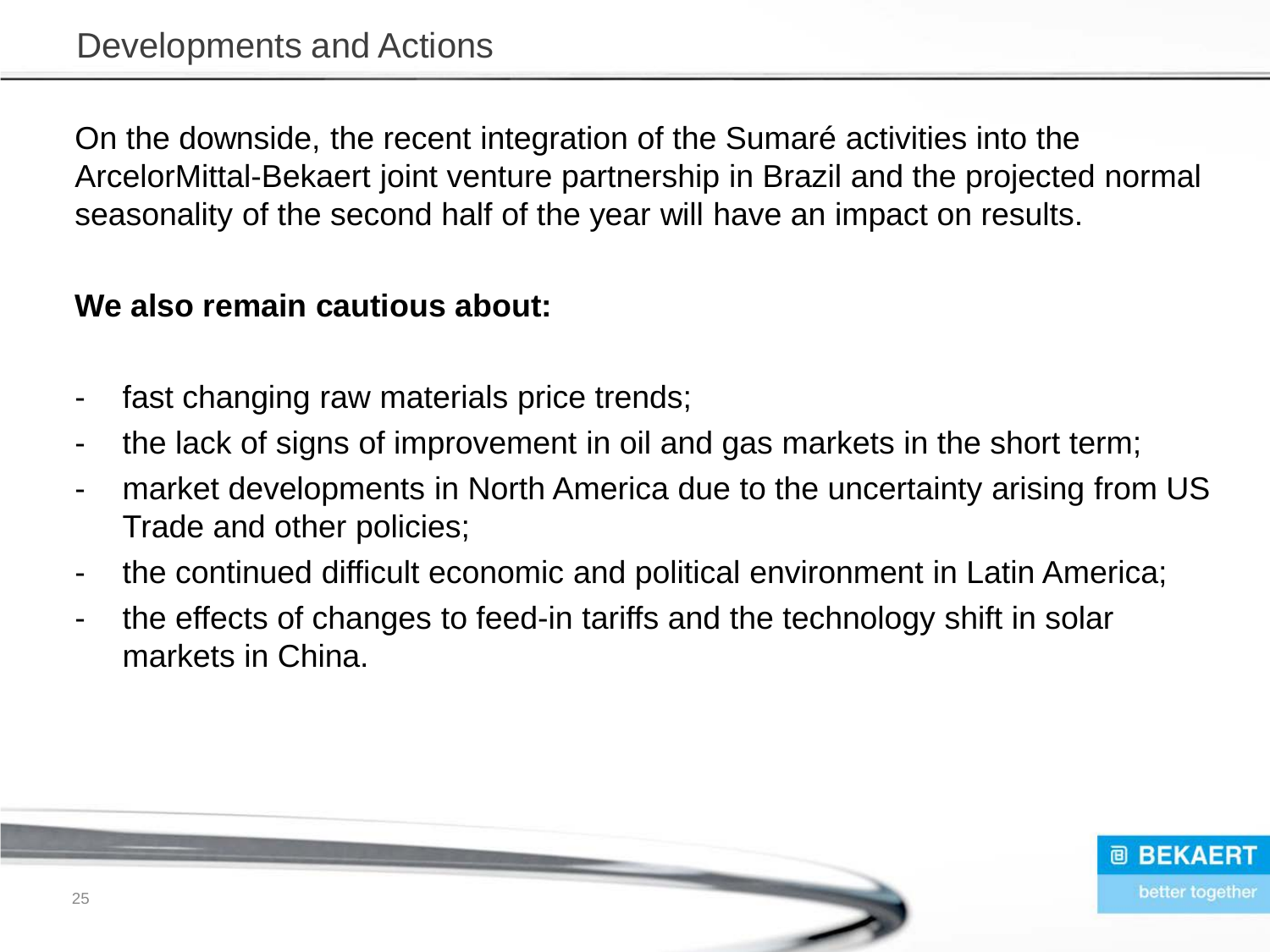# Developments and Actions

On the downside, the recent integration of the Sumaré activities into the ArcelorMittal-Bekaert joint venture partnership in Brazil and the projected normal seasonality of the second half of the year will have an impact on results.

**We also remain cautious about:**

- fast changing raw materials price trends;
- the lack of signs of improvement in oil and gas markets in the short term;
- market developments in North America due to the uncertainty arising from US Trade and other policies;
- the continued difficult economic and political environment in Latin America;
- the effects of changes to feed-in tariffs and the technology shift in solar markets in China.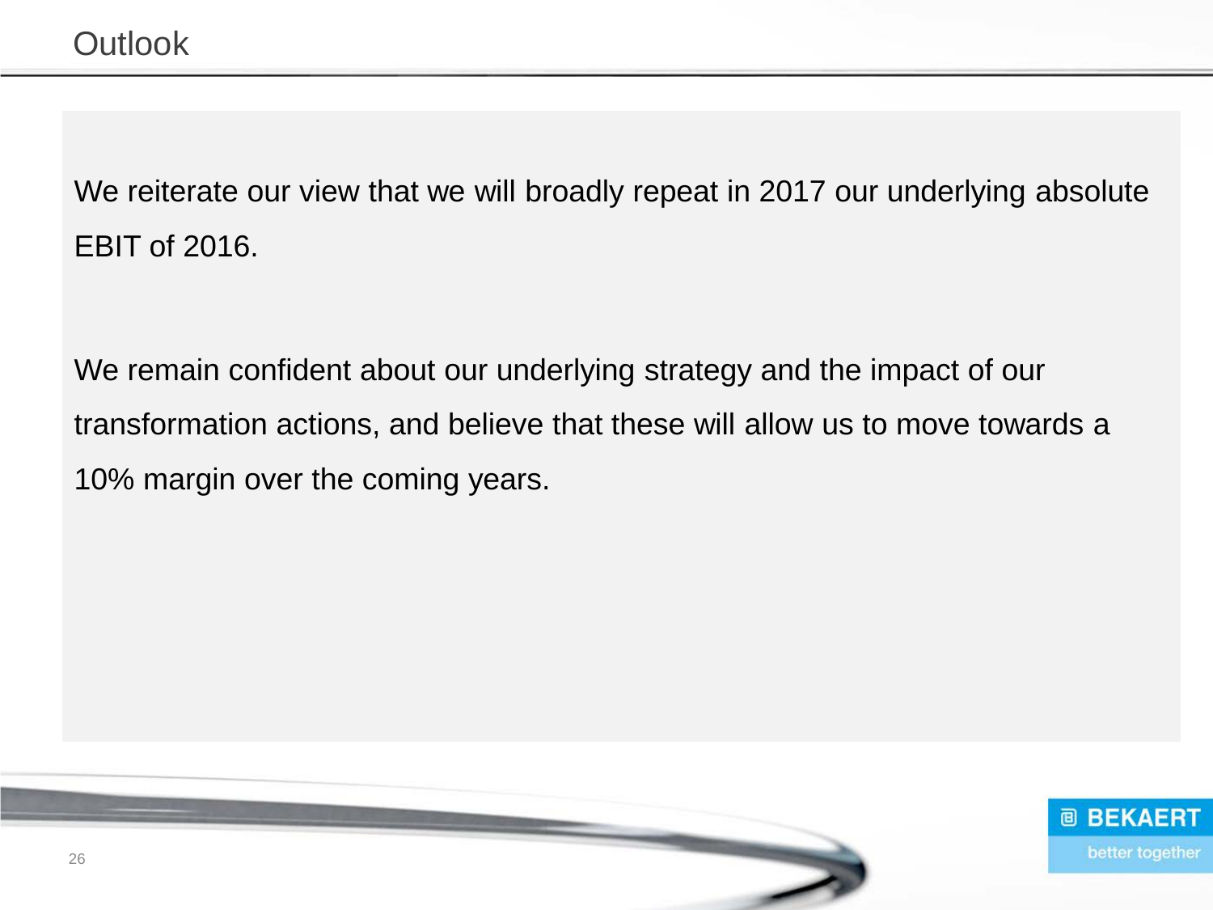# Outlook

We reiterate our view that we will broadly repeat in 2017 our underlying absolute EBIT of 2016.

We remain confident about our underlying strategy and the impact of our transformation actions, and believe that these will allow us to move towards a 10% margin over the coming years.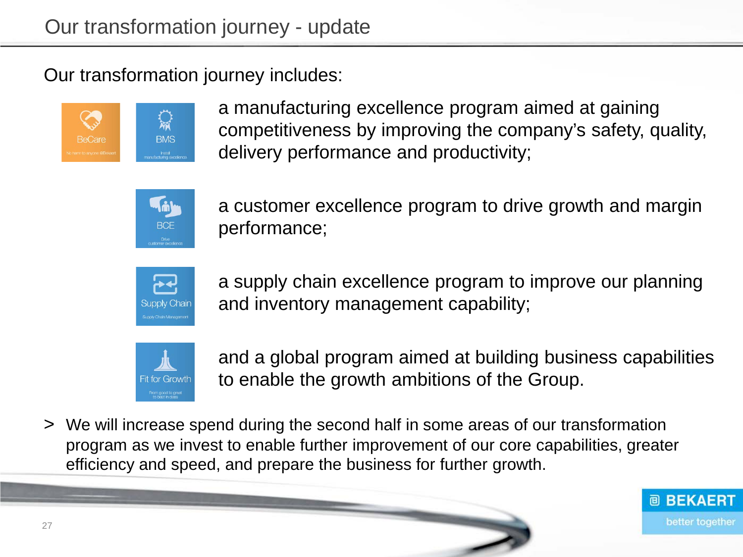# Our transformation journey - update

Our transformation journey includes:

- **BeCare / BMS**: a manufacturing excellence program aimed at gaining competitiveness by improving the company's safety, quality, delivery performance and productivity;
- **BCE**: a customer excellence program to drive growth and margin performance;
- **Supply Chain**: a supply chain excellence program to improve our planning and inventory management capability;
- **Fit for Growth**: and a global program aimed at building business capabilities to enable the growth ambitions of the Group.

> We will increase spend during the second half in some areas of our transformation program as we invest to enable further improvement of our core capabilities, greater efficiency and speed, and prepare the business for further growth.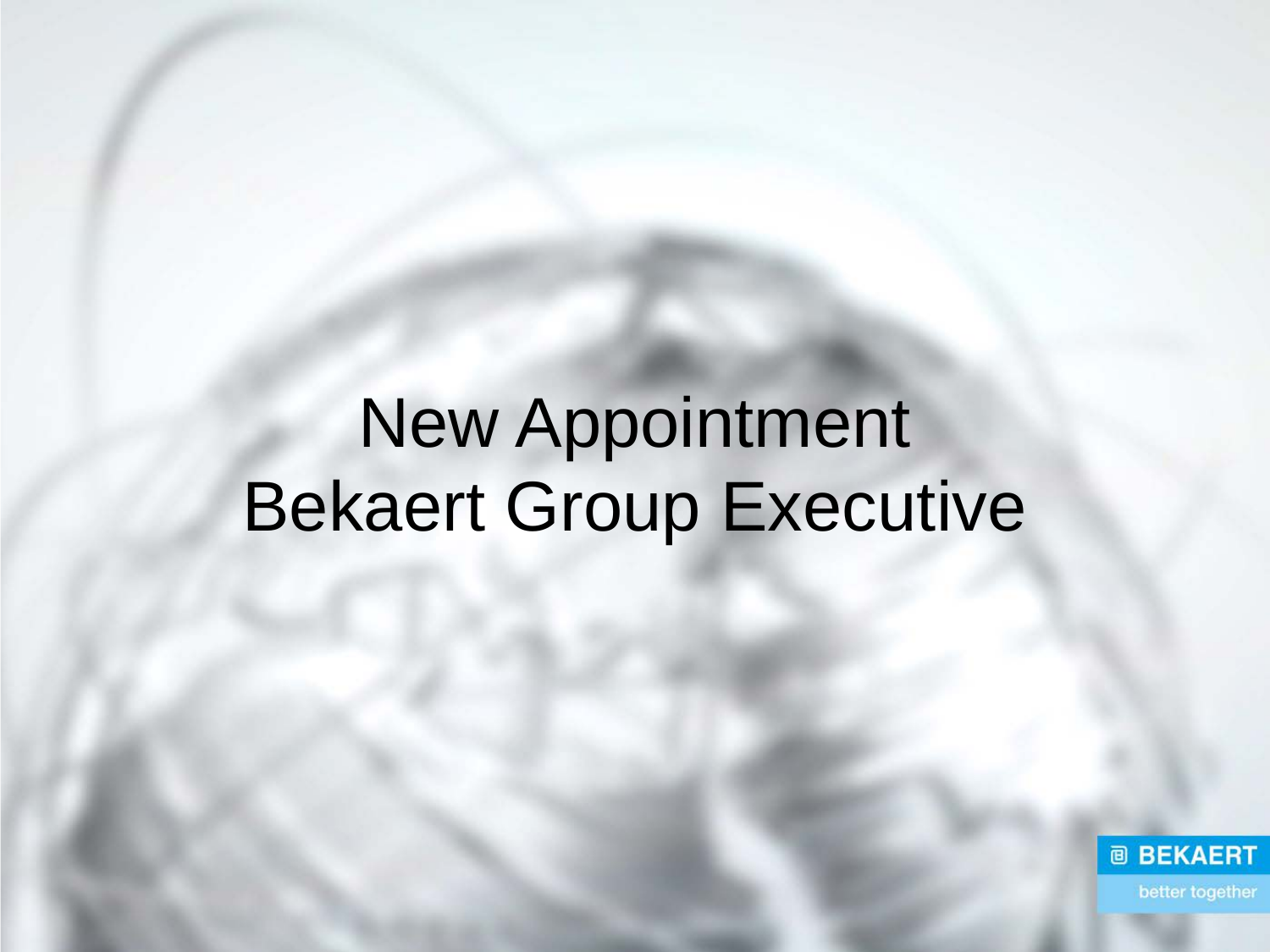# New Appointment Bekaert Group Executive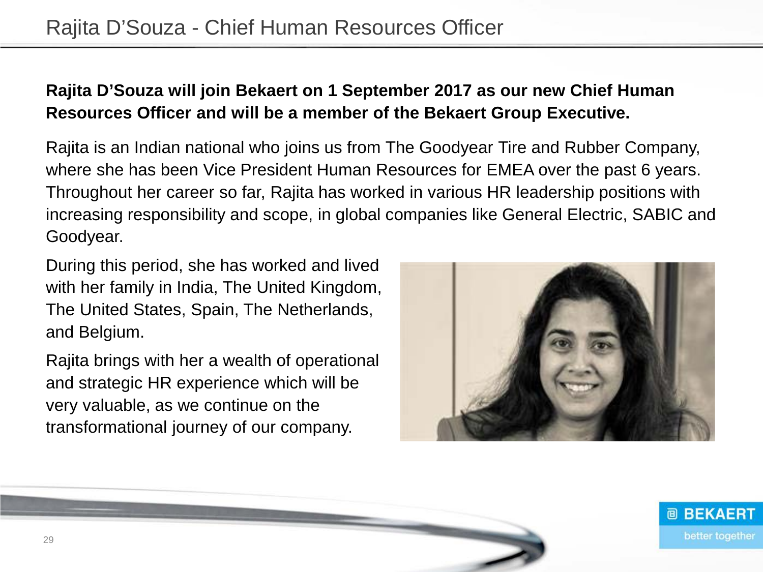# Rajita D’Souza - Chief Human Resources Officer

**Rajita D’Souza will join Bekaert on 1 September 2017 as our new Chief Human Resources Officer and will be a member of the Bekaert Group Executive.**

Rajita is an Indian national who joins us from The Goodyear Tire and Rubber Company, where she has been Vice President Human Resources for EMEA over the past 6 years. Throughout her career so far, Rajita has worked in various HR leadership positions with increasing responsibility and scope, in global companies like General Electric, SABIC and Goodyear.

During this period, she has worked and lived with her family in India, The United Kingdom, The United States, Spain, The Netherlands, and Belgium.

Rajita brings with her a wealth of operational and strategic HR experience which will be very valuable, as we continue on the transformational journey of our company.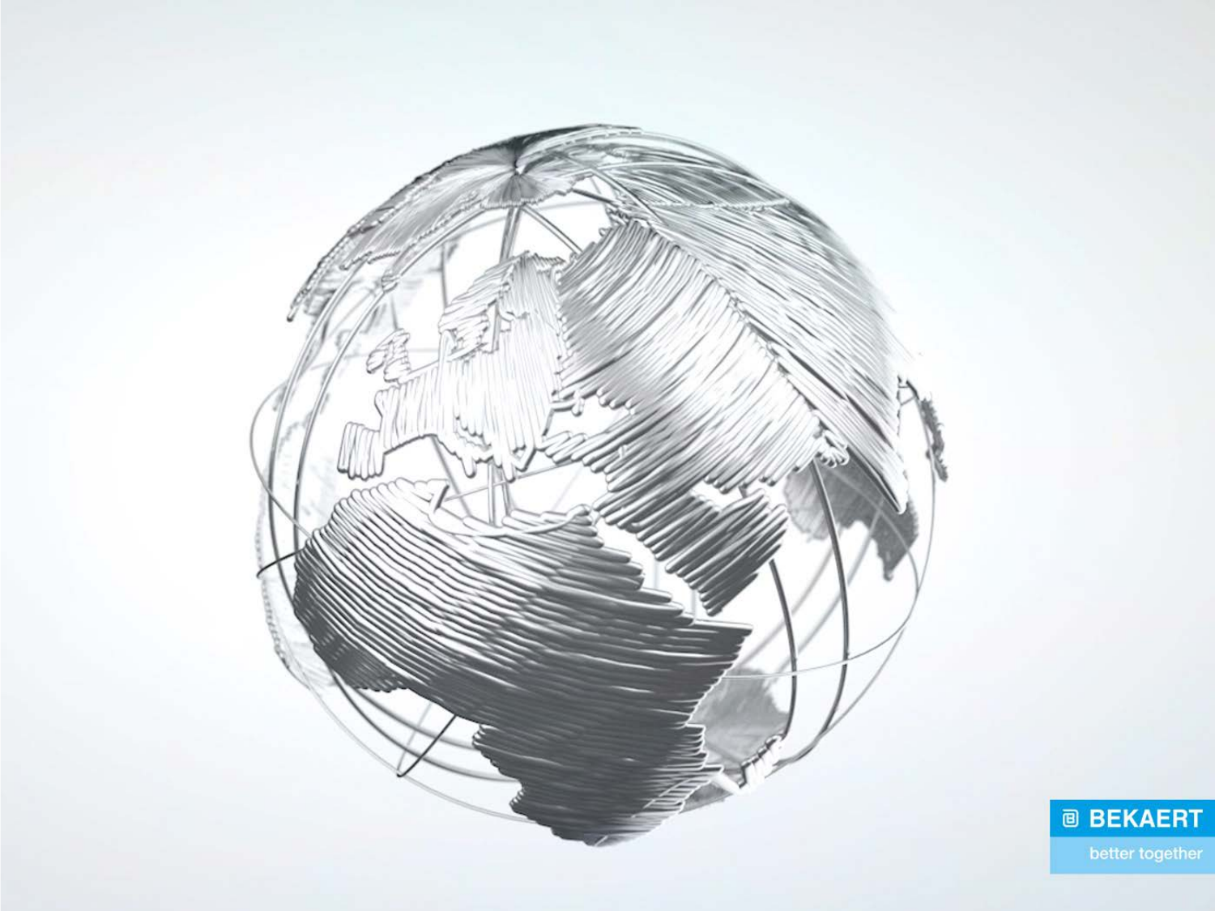BEKAERT

better together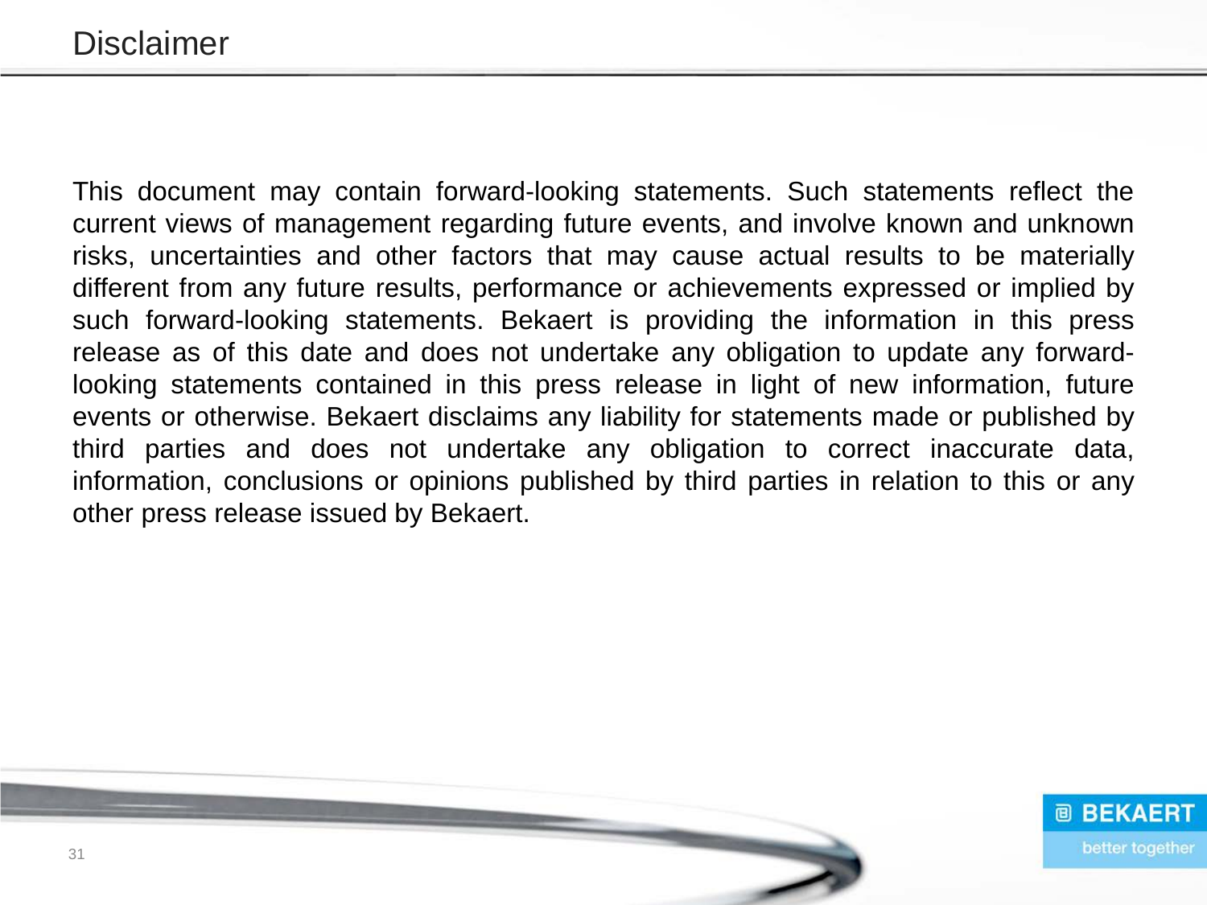# Disclaimer

This document may contain forward-looking statements. Such statements reflect the current views of management regarding future events, and involve known and unknown risks, uncertainties and other factors that may cause actual results to be materially different from any future results, performance or achievements expressed or implied by such forward-looking statements. Bekaert is providing the information in this press release as of this date and does not undertake any obligation to update any forward-looking statements contained in this press release in light of new information, future events or otherwise. Bekaert disclaims any liability for statements made or published by third parties and does not undertake any obligation to correct inaccurate data, information, conclusions or opinions published by third parties in relation to this or any other press release issued by Bekaert.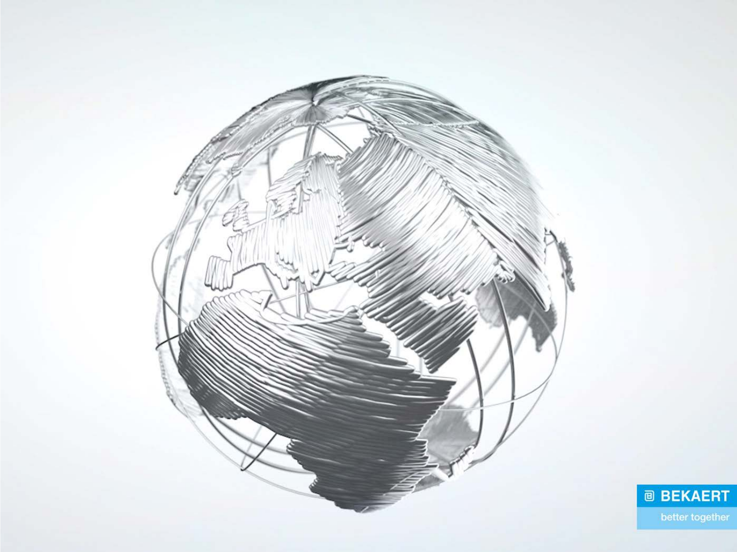BEKAERT

better together